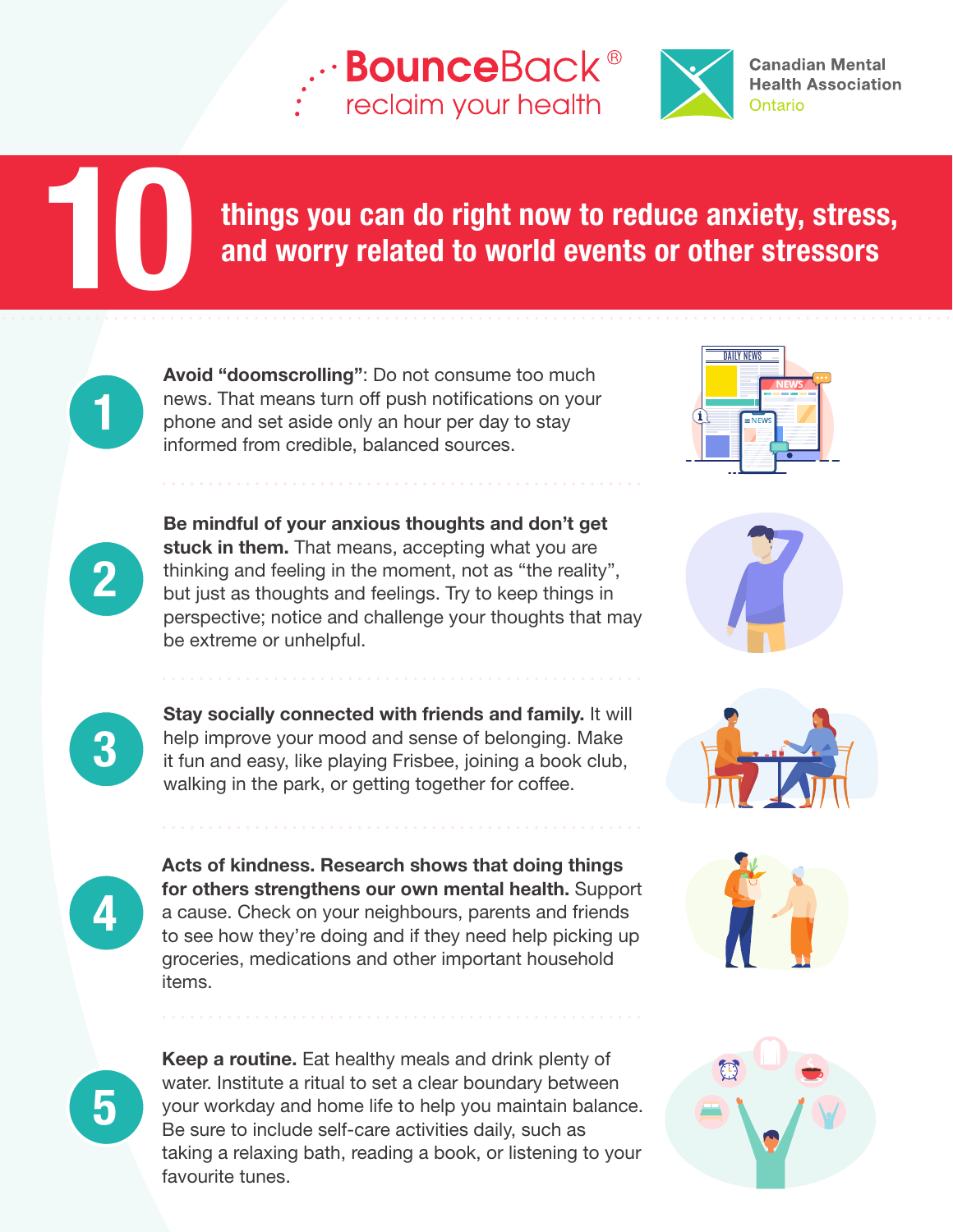BounceBack® reclaim your health

Canadian Mental Health Association Ontario

# 10 things you can do right now to reduce anxiety, stress, and worry related to world events or other stressors

1. **Avoid "doomscrolling"**: Do not consume too much news. That means turn off push notifications on your phone and set aside only an hour per day to stay informed from credible, balanced sources.

2. **Be mindful of your anxious thoughts and don't get stuck in them.** That means, accepting what you are thinking and feeling in the moment, not as "the reality", but just as thoughts and feelings. Try to keep things in perspective; notice and challenge your thoughts that may be extreme or unhelpful.

3. **Stay socially connected with friends and family.** It will help improve your mood and sense of belonging. Make it fun and easy, like playing Frisbee, joining a book club, walking in the park, or getting together for coffee.

4. **Acts of kindness. Research shows that doing things for others strengthens our own mental health.** Support a cause. Check on your neighbours, parents and friends to see how they're doing and if they need help picking up groceries, medications and other important household items.

5. **Keep a routine.** Eat healthy meals and drink plenty of water. Institute a ritual to set a clear boundary between your workday and home life to help you maintain balance. Be sure to include self-care activities daily, such as taking a relaxing bath, reading a book, or listening to your favourite tunes.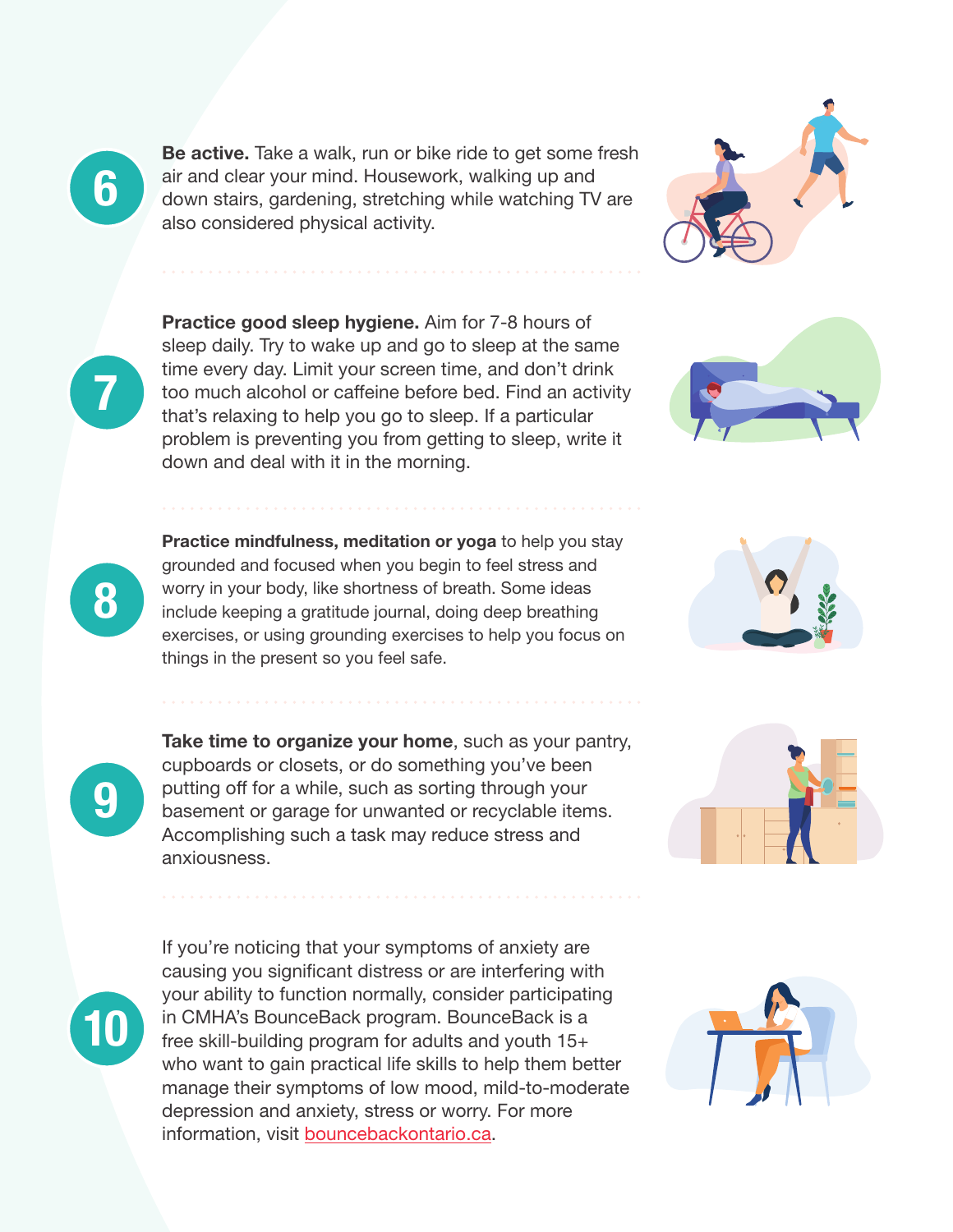6. **Be active.** Take a walk, run or bike ride to get some fresh air and clear your mind. Housework, walking up and down stairs, gardening, stretching while watching TV are also considered physical activity.

7. **Practice good sleep hygiene.** Aim for 7-8 hours of sleep daily. Try to wake up and go to sleep at the same time every day. Limit your screen time, and don't drink too much alcohol or caffeine before bed. Find an activity that's relaxing to help you go to sleep. If a particular problem is preventing you from getting to sleep, write it down and deal with it in the morning.

8. **Practice mindfulness, meditation or yoga** to help you stay grounded and focused when you begin to feel stress and worry in your body, like shortness of breath. Some ideas include keeping a gratitude journal, doing deep breathing exercises, or using grounding exercises to help you focus on things in the present so you feel safe.

9. **Take time to organize your home**, such as your pantry, cupboards or closets, or do something you've been putting off for a while, such as sorting through your basement or garage for unwanted or recyclable items. Accomplishing such a task may reduce stress and anxiousness.

10. If you're noticing that your symptoms of anxiety are causing you significant distress or are interfering with your ability to function normally, consider participating in CMHA's BounceBack program. BounceBack is a free skill-building program for adults and youth 15+ who want to gain practical life skills to help them better manage their symptoms of low mood, mild-to-moderate depression and anxiety, stress or worry. For more information, visit bouncebackontario.ca.